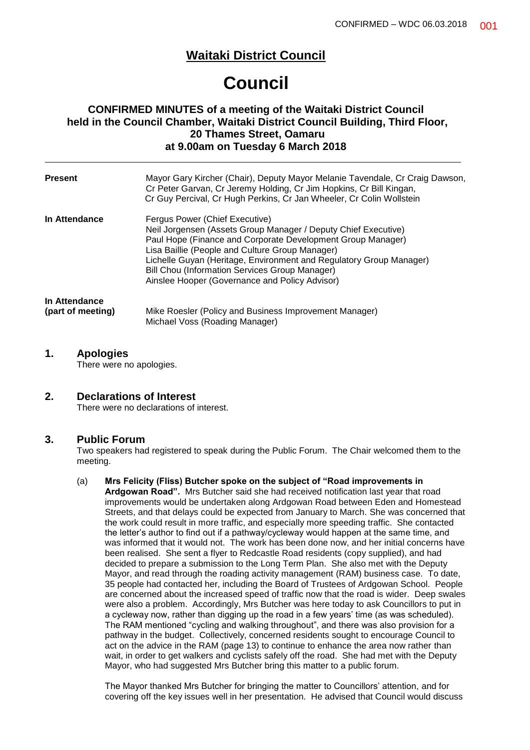# Waitaki District Council

# Council

## CONFIRMED MINUTES of a meeting of the Waitaki District Council held in the Council Chamber, Waitaki District Council Building, Third Floor, 20 Thames Street, Oamaru at 9.00am on Tuesday 6 March 2018

| | |
|---|---|
| **Present** | Mayor Gary Kircher (Chair), Deputy Mayor Melanie Tavendale, Cr Craig Dawson, Cr Peter Garvan, Cr Jeremy Holding, Cr Jim Hopkins, Cr Bill Kingan, Cr Guy Percival, Cr Hugh Perkins, Cr Jan Wheeler, Cr Colin Wollstein |
| **In Attendance** | Fergus Power (Chief Executive)<br>Neil Jorgensen (Assets Group Manager / Deputy Chief Executive)<br>Paul Hope (Finance and Corporate Development Group Manager)<br>Lisa Baillie (People and Culture Group Manager)<br>Lichelle Guyan (Heritage, Environment and Regulatory Group Manager)<br>Bill Chou (Information Services Group Manager)<br>Ainslee Hooper (Governance and Policy Advisor) |
| **In Attendance (part of meeting)** | Mike Roesler (Policy and Business Improvement Manager)<br>Michael Voss (Roading Manager) |

## 1. Apologies

There were no apologies.

## 2. Declarations of Interest

There were no declarations of interest.

## 3. Public Forum

Two speakers had registered to speak during the Public Forum. The Chair welcomed them to the meeting.

(a) **Mrs Felicity (Fliss) Butcher spoke on the subject of "Road improvements in Ardgowan Road".** Mrs Butcher said she had received notification last year that road improvements would be undertaken along Ardgowan Road between Eden and Homestead Streets, and that delays could be expected from January to March. She was concerned that the work could result in more traffic, and especially more speeding traffic. She contacted the letter's author to find out if a pathway/cycleway would happen at the same time, and was informed that it would not. The work has been done now, and her initial concerns have been realised. She sent a flyer to Redcastle Road residents (copy supplied), and had decided to prepare a submission to the Long Term Plan. She also met with the Deputy Mayor, and read through the roading activity management (RAM) business case. To date, 35 people had contacted her, including the Board of Trustees of Ardgowan School. People are concerned about the increased speed of traffic now that the road is wider. Deep swales were also a problem. Accordingly, Mrs Butcher was here today to ask Councillors to put in a cycleway now, rather than digging up the road in a few years' time (as was scheduled). The RAM mentioned "cycling and walking throughout", and there was also provision for a pathway in the budget. Collectively, concerned residents sought to encourage Council to act on the advice in the RAM (page 13) to continue to enhance the area now rather than wait, in order to get walkers and cyclists safely off the road. She had met with the Deputy Mayor, who had suggested Mrs Butcher bring this matter to a public forum.

The Mayor thanked Mrs Butcher for bringing the matter to Councillors' attention, and for covering off the key issues well in her presentation. He advised that Council would discuss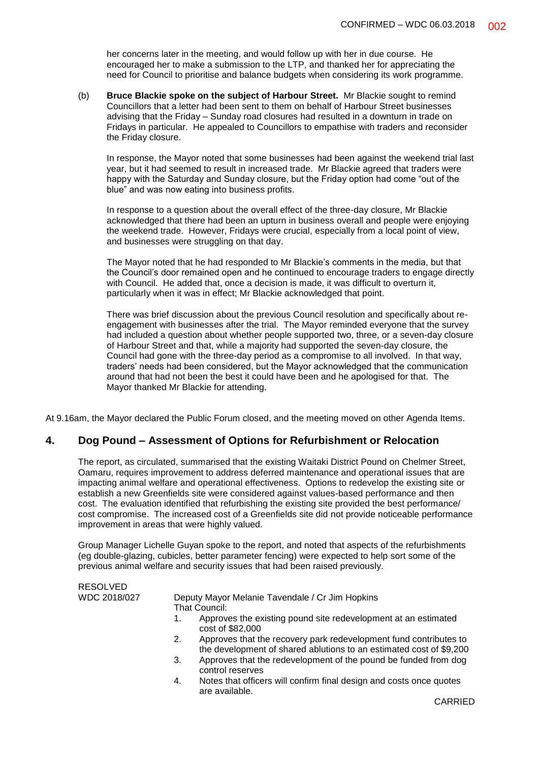her concerns later in the meeting, and would follow up with her in due course. He encouraged her to make a submission to the LTP, and thanked her for appreciating the need for Council to prioritise and balance budgets when considering its work programme.

(b) **Bruce Blackie spoke on the subject of Harbour Street.** Mr Blackie sought to remind Councillors that a letter had been sent to them on behalf of Harbour Street businesses advising that the Friday – Sunday road closures had resulted in a downturn in trade on Fridays in particular. He appealed to Councillors to empathise with traders and reconsider the Friday closure.

In response, the Mayor noted that some businesses had been against the weekend trial last year, but it had seemed to result in increased trade. Mr Blackie agreed that traders were happy with the Saturday and Sunday closure, but the Friday option had come "out of the blue" and was now eating into business profits.

In response to a question about the overall effect of the three-day closure, Mr Blackie acknowledged that there had been an upturn in business overall and people were enjoying the weekend trade. However, Fridays were crucial, especially from a local point of view, and businesses were struggling on that day.

The Mayor noted that he had responded to Mr Blackie's comments in the media, but that the Council's door remained open and he continued to encourage traders to engage directly with Council. He added that, once a decision is made, it was difficult to overturn it, particularly when it was in effect; Mr Blackie acknowledged that point.

There was brief discussion about the previous Council resolution and specifically about re-engagement with businesses after the trial. The Mayor reminded everyone that the survey had included a question about whether people supported two, three, or a seven-day closure of Harbour Street and that, while a majority had supported the seven-day closure, the Council had gone with the three-day period as a compromise to all involved. In that way, traders' needs had been considered, but the Mayor acknowledged that the communication around that had not been the best it could have been and he apologised for that. The Mayor thanked Mr Blackie for attending.

At 9.16am, the Mayor declared the Public Forum closed, and the meeting moved on other Agenda Items.

## 4. Dog Pound – Assessment of Options for Refurbishment or Relocation

The report, as circulated, summarised that the existing Waitaki District Pound on Chelmer Street, Oamaru, requires improvement to address deferred maintenance and operational issues that are impacting animal welfare and operational effectiveness. Options to redevelop the existing site or establish a new Greenfields site were considered against values-based performance and then cost. The evaluation identified that refurbishing the existing site provided the best performance/ cost compromise. The increased cost of a Greenfields site did not provide noticeable performance improvement in areas that were highly valued.

Group Manager Lichelle Guyan spoke to the report, and noted that aspects of the refurbishments (eg double-glazing, cubicles, better parameter fencing) were expected to help sort some of the previous animal welfare and security issues that had been raised previously.

RESOLVED
WDC 2018/027

Deputy Mayor Melanie Tavendale / Cr Jim Hopkins
That Council:

1. Approves the existing pound site redevelopment at an estimated cost of $82,000
2. Approves that the recovery park redevelopment fund contributes to the development of shared ablutions to an estimated cost of $9,200
3. Approves that the redevelopment of the pound be funded from dog control reserves
4. Notes that officers will confirm final design and costs once quotes are available.

CARRIED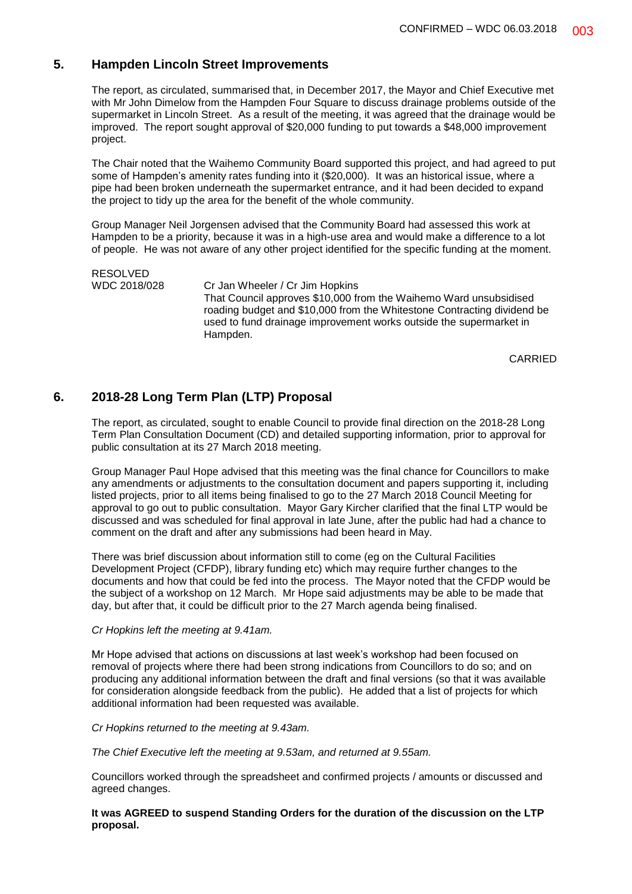## 5. Hampden Lincoln Street Improvements

The report, as circulated, summarised that, in December 2017, the Mayor and Chief Executive met with Mr John Dimelow from the Hampden Four Square to discuss drainage problems outside of the supermarket in Lincoln Street. As a result of the meeting, it was agreed that the drainage would be improved. The report sought approval of $20,000 funding to put towards a $48,000 improvement project.

The Chair noted that the Waihemo Community Board supported this project, and had agreed to put some of Hampden's amenity rates funding into it ($20,000). It was an historical issue, where a pipe had been broken underneath the supermarket entrance, and it had been decided to expand the project to tidy up the area for the benefit of the whole community.

Group Manager Neil Jorgensen advised that the Community Board had assessed this work at Hampden to be a priority, because it was in a high-use area and would make a difference to a lot of people. He was not aware of any other project identified for the specific funding at the moment.

RESOLVED
WDC 2018/028 Cr Jan Wheeler / Cr Jim Hopkins

That Council approves $10,000 from the Waihemo Ward unsubsidised roading budget and $10,000 from the Whitestone Contracting dividend be used to fund drainage improvement works outside the supermarket in Hampden.

CARRIED

## 6. 2018-28 Long Term Plan (LTP) Proposal

The report, as circulated, sought to enable Council to provide final direction on the 2018-28 Long Term Plan Consultation Document (CD) and detailed supporting information, prior to approval for public consultation at its 27 March 2018 meeting.

Group Manager Paul Hope advised that this meeting was the final chance for Councillors to make any amendments or adjustments to the consultation document and papers supporting it, including listed projects, prior to all items being finalised to go to the 27 March 2018 Council Meeting for approval to go out to public consultation. Mayor Gary Kircher clarified that the final LTP would be discussed and was scheduled for final approval in late June, after the public had had a chance to comment on the draft and after any submissions had been heard in May.

There was brief discussion about information still to come (eg on the Cultural Facilities Development Project (CFDP), library funding etc) which may require further changes to the documents and how that could be fed into the process. The Mayor noted that the CFDP would be the subject of a workshop on 12 March. Mr Hope said adjustments may be able to be made that day, but after that, it could be difficult prior to the 27 March agenda being finalised.

*Cr Hopkins left the meeting at 9.41am.*

Mr Hope advised that actions on discussions at last week's workshop had been focused on removal of projects where there had been strong indications from Councillors to do so; and on producing any additional information between the draft and final versions (so that it was available for consideration alongside feedback from the public). He added that a list of projects for which additional information had been requested was available.

*Cr Hopkins returned to the meeting at 9.43am.*

*The Chief Executive left the meeting at 9.53am, and returned at 9.55am.*

Councillors worked through the spreadsheet and confirmed projects / amounts or discussed and agreed changes.

**It was AGREED to suspend Standing Orders for the duration of the discussion on the LTP proposal.**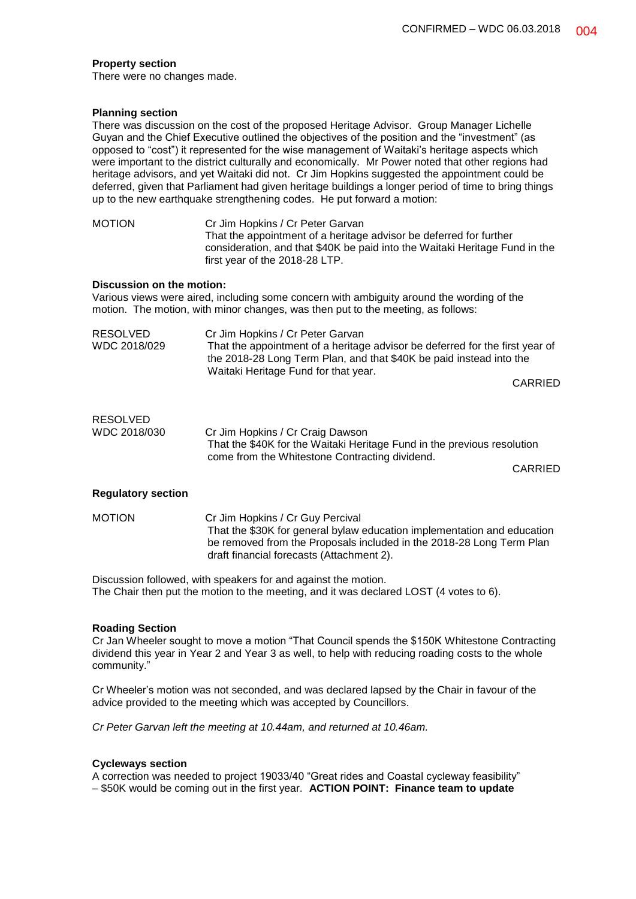**Property section**
There were no changes made.

**Planning section**
There was discussion on the cost of the proposed Heritage Advisor. Group Manager Lichelle Guyan and the Chief Executive outlined the objectives of the position and the "investment" (as opposed to "cost") it represented for the wise management of Waitaki's heritage aspects which were important to the district culturally and economically. Mr Power noted that other regions had heritage advisors, and yet Waitaki did not. Cr Jim Hopkins suggested the appointment could be deferred, given that Parliament had given heritage buildings a longer period of time to bring things up to the new earthquake strengthening codes. He put forward a motion:

| | |
|---|---|
| MOTION | Cr Jim Hopkins / Cr Peter Garvan<br>That the appointment of a heritage advisor be deferred for further consideration, and that $40K be paid into the Waitaki Heritage Fund in the first year of the 2018-28 LTP. |

**Discussion on the motion:**
Various views were aired, including some concern with ambiguity around the wording of the motion. The motion, with minor changes, was then put to the meeting, as follows:

| | |
|---|---|
| RESOLVED<br>WDC 2018/029 | Cr Jim Hopkins / Cr Peter Garvan<br>That the appointment of a heritage advisor be deferred for the first year of the 2018-28 Long Term Plan, and that $40K be paid instead into the Waitaki Heritage Fund for that year.<br>CARRIED |
| RESOLVED<br>WDC 2018/030 | Cr Jim Hopkins / Cr Craig Dawson<br>That the $40K for the Waitaki Heritage Fund in the previous resolution come from the Whitestone Contracting dividend.<br>CARRIED |

**Regulatory section**

| | |
|---|---|
| MOTION | Cr Jim Hopkins / Cr Guy Percival<br>That the $30K for general bylaw education implementation and education be removed from the Proposals included in the 2018-28 Long Term Plan draft financial forecasts (Attachment 2). |

Discussion followed, with speakers for and against the motion.
The Chair then put the motion to the meeting, and it was declared LOST (4 votes to 6).

**Roading Section**
Cr Jan Wheeler sought to move a motion "That Council spends the $150K Whitestone Contracting dividend this year in Year 2 and Year 3 as well, to help with reducing roading costs to the whole community."

Cr Wheeler's motion was not seconded, and was declared lapsed by the Chair in favour of the advice provided to the meeting which was accepted by Councillors.

*Cr Peter Garvan left the meeting at 10.44am, and returned at 10.46am.*

**Cycleways section**
A correction was needed to project 19033/40 "Great rides and Coastal cycleway feasibility" – $50K would be coming out in the first year. **ACTION POINT: Finance team to update**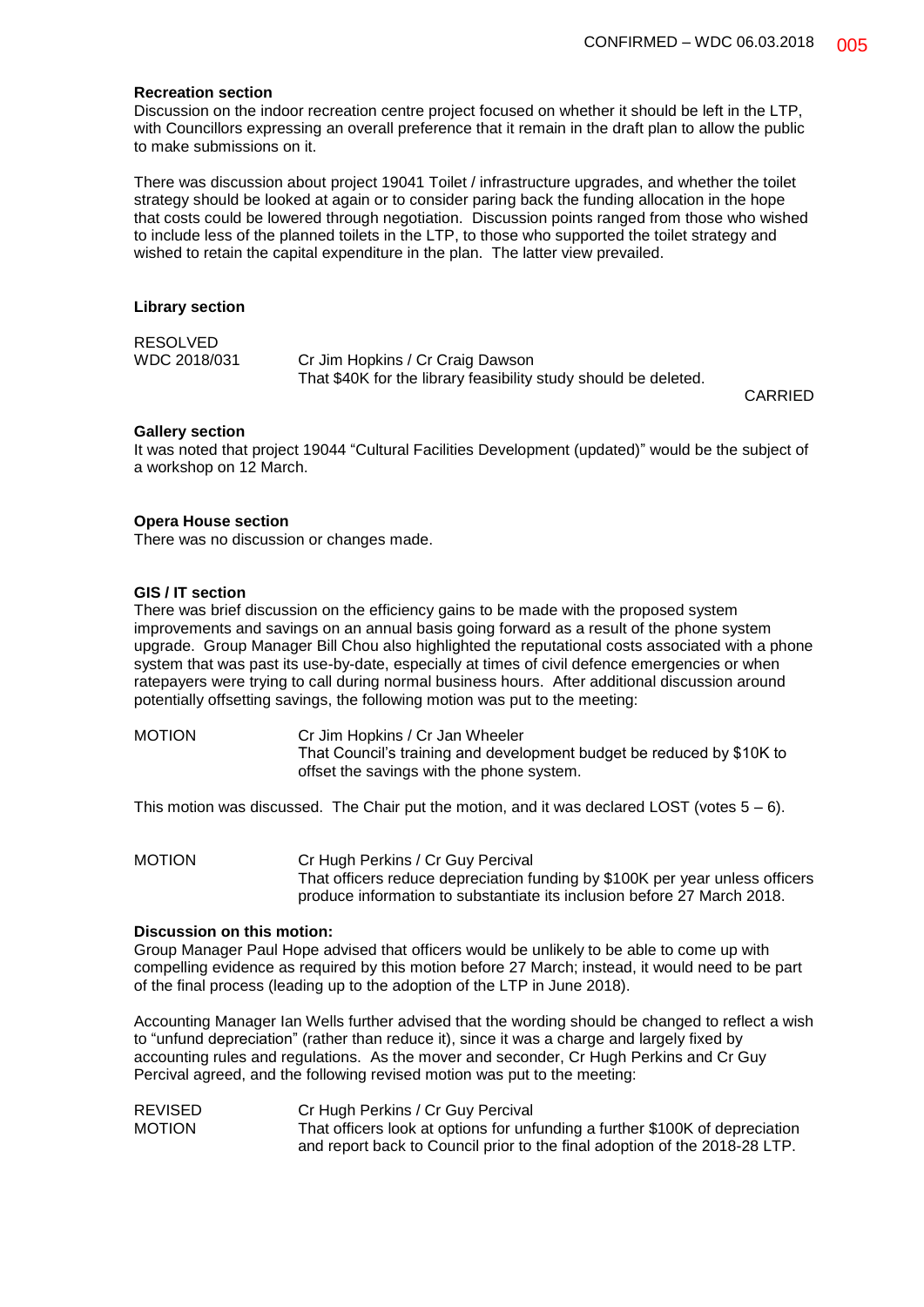**Recreation section**

Discussion on the indoor recreation centre project focused on whether it should be left in the LTP, with Councillors expressing an overall preference that it remain in the draft plan to allow the public to make submissions on it.

There was discussion about project 19041 Toilet / infrastructure upgrades, and whether the toilet strategy should be looked at again or to consider paring back the funding allocation in the hope that costs could be lowered through negotiation. Discussion points ranged from those who wished to include less of the planned toilets in the LTP, to those who supported the toilet strategy and wished to retain the capital expenditure in the plan. The latter view prevailed.

**Library section**

RESOLVED
WDC 2018/031 Cr Jim Hopkins / Cr Craig Dawson
That $40K for the library feasibility study should be deleted.

CARRIED

**Gallery section**

It was noted that project 19044 "Cultural Facilities Development (updated)" would be the subject of a workshop on 12 March.

**Opera House section**

There was no discussion or changes made.

**GIS / IT section**

There was brief discussion on the efficiency gains to be made with the proposed system improvements and savings on an annual basis going forward as a result of the phone system upgrade. Group Manager Bill Chou also highlighted the reputational costs associated with a phone system that was past its use-by-date, especially at times of civil defence emergencies or when ratepayers were trying to call during normal business hours. After additional discussion around potentially offsetting savings, the following motion was put to the meeting:

MOTION Cr Jim Hopkins / Cr Jan Wheeler
That Council's training and development budget be reduced by $10K to offset the savings with the phone system.

This motion was discussed. The Chair put the motion, and it was declared LOST (votes 5 – 6).

MOTION Cr Hugh Perkins / Cr Guy Percival
That officers reduce depreciation funding by $100K per year unless officers produce information to substantiate its inclusion before 27 March 2018.

**Discussion on this motion:**

Group Manager Paul Hope advised that officers would be unlikely to be able to come up with compelling evidence as required by this motion before 27 March; instead, it would need to be part of the final process (leading up to the adoption of the LTP in June 2018).

Accounting Manager Ian Wells further advised that the wording should be changed to reflect a wish to "unfund depreciation" (rather than reduce it), since it was a charge and largely fixed by accounting rules and regulations. As the mover and seconder, Cr Hugh Perkins and Cr Guy Percival agreed, and the following revised motion was put to the meeting:

REVISED MOTION Cr Hugh Perkins / Cr Guy Percival
That officers look at options for unfunding a further $100K of depreciation and report back to Council prior to the final adoption of the 2018-28 LTP.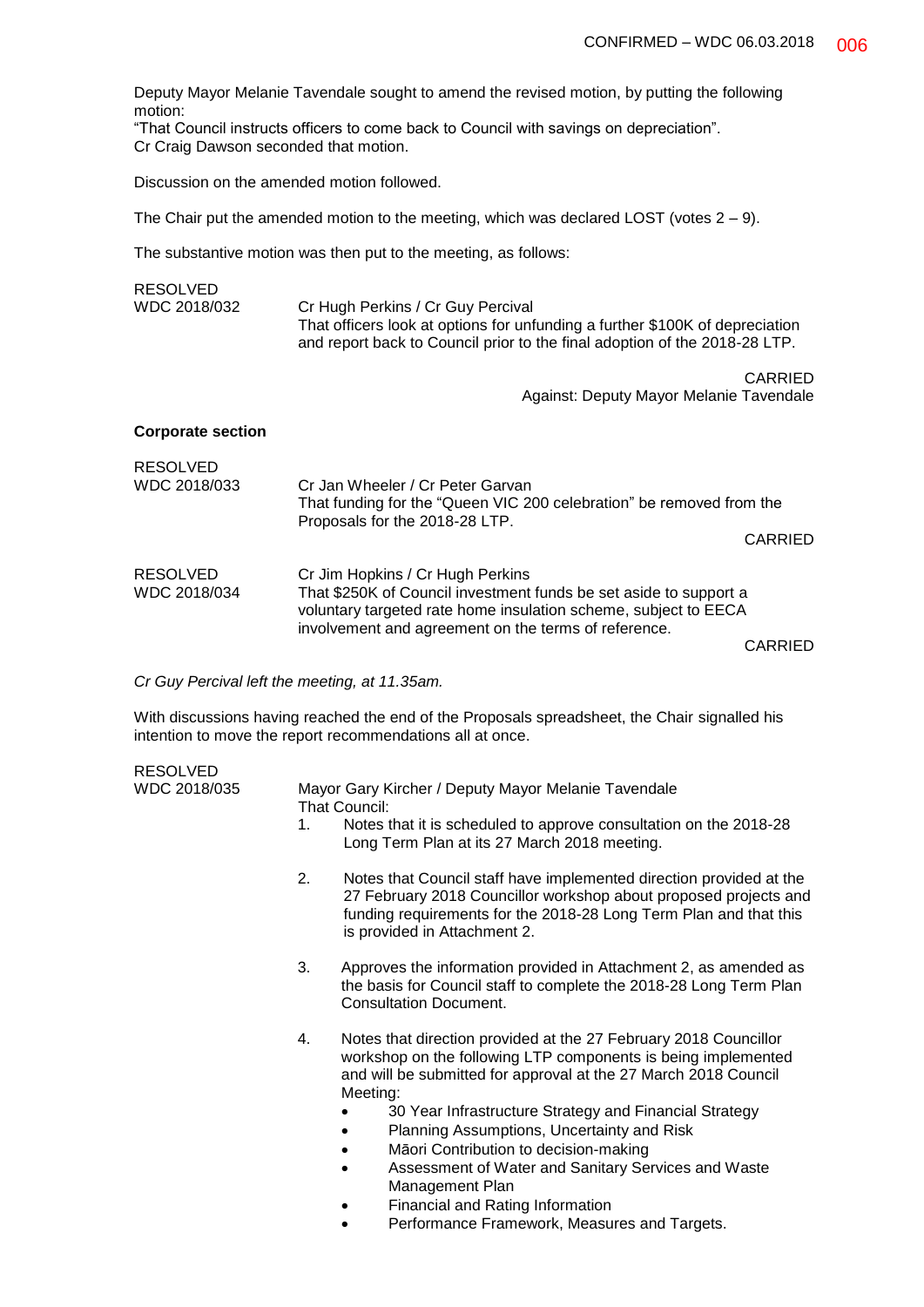Deputy Mayor Melanie Tavendale sought to amend the revised motion, by putting the following motion:
"That Council instructs officers to come back to Council with savings on depreciation".
Cr Craig Dawson seconded that motion.

Discussion on the amended motion followed.

The Chair put the amended motion to the meeting, which was declared LOST (votes 2 – 9).

The substantive motion was then put to the meeting, as follows:

RESOLVED
WDC 2018/032

Cr Hugh Perkins / Cr Guy Percival
That officers look at options for unfunding a further $100K of depreciation and report back to Council prior to the final adoption of the 2018-28 LTP.

CARRIED
Against: Deputy Mayor Melanie Tavendale

**Corporate section**

RESOLVED
WDC 2018/033

Cr Jan Wheeler / Cr Peter Garvan
That funding for the "Queen VIC 200 celebration" be removed from the Proposals for the 2018-28 LTP.

CARRIED

RESOLVED
WDC 2018/034

Cr Jim Hopkins / Cr Hugh Perkins
That $250K of Council investment funds be set aside to support a voluntary targeted rate home insulation scheme, subject to EECA involvement and agreement on the terms of reference.

CARRIED

*Cr Guy Percival left the meeting, at 11.35am.*

With discussions having reached the end of the Proposals spreadsheet, the Chair signalled his intention to move the report recommendations all at once.

RESOLVED
WDC 2018/035

Mayor Gary Kircher / Deputy Mayor Melanie Tavendale
That Council:

1. Notes that it is scheduled to approve consultation on the 2018-28 Long Term Plan at its 27 March 2018 meeting.

2. Notes that Council staff have implemented direction provided at the 27 February 2018 Councillor workshop about proposed projects and funding requirements for the 2018-28 Long Term Plan and that this is provided in Attachment 2.

3. Approves the information provided in Attachment 2, as amended as the basis for Council staff to complete the 2018-28 Long Term Plan Consultation Document.

4. Notes that direction provided at the 27 February 2018 Councillor workshop on the following LTP components is being implemented and will be submitted for approval at the 27 March 2018 Council Meeting:
   - 30 Year Infrastructure Strategy and Financial Strategy
   - Planning Assumptions, Uncertainty and Risk
   - Māori Contribution to decision-making
   - Assessment of Water and Sanitary Services and Waste Management Plan
   - Financial and Rating Information
   - Performance Framework, Measures and Targets.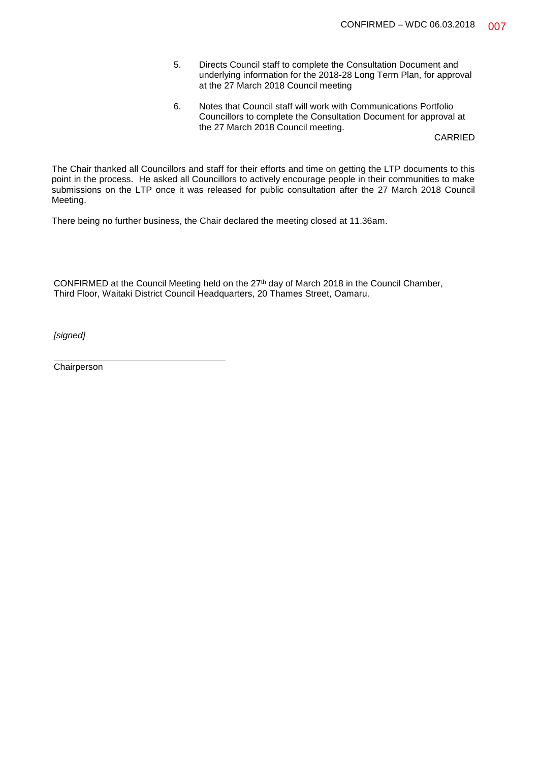5. Directs Council staff to complete the Consultation Document and underlying information for the 2018-28 Long Term Plan, for approval at the 27 March 2018 Council meeting

6. Notes that Council staff will work with Communications Portfolio Councillors to complete the Consultation Document for approval at the 27 March 2018 Council meeting.

CARRIED

The Chair thanked all Councillors and staff for their efforts and time on getting the LTP documents to this point in the process. He asked all Councillors to actively encourage people in their communities to make submissions on the LTP once it was released for public consultation after the 27 March 2018 Council Meeting.

There being no further business, the Chair declared the meeting closed at 11.36am.

CONFIRMED at the Council Meeting held on the 27th day of March 2018 in the Council Chamber, Third Floor, Waitaki District Council Headquarters, 20 Thames Street, Oamaru.

*[signed]*

______________________________

Chairperson